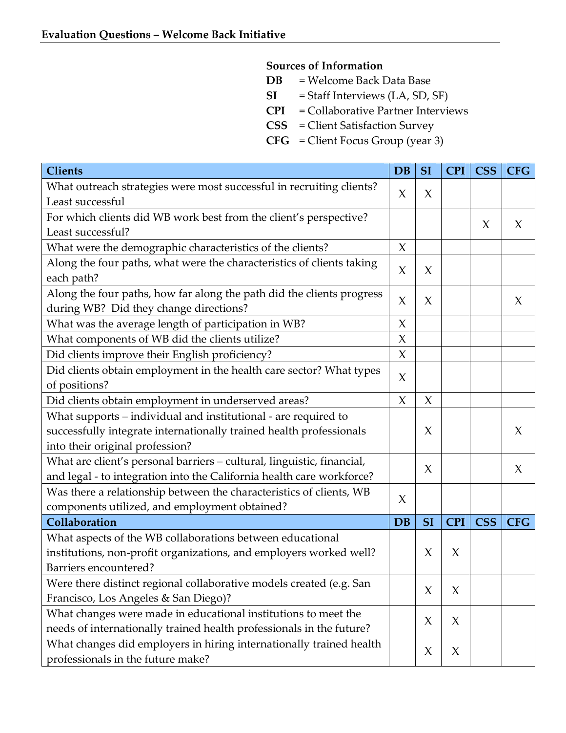**Evaluation Questions – Welcome Back Initiative**

**Sources of Information**

**DB** = Welcome Back Data Base
**SI** = Staff Interviews (LA, SD, SF)
**CPI** = Collaborative Partner Interviews
**CSS** = Client Satisfaction Survey
**CFG** = Client Focus Group (year 3)

| **Clients** | **DB** | **SI** | **CPI** | **CSS** | **CFG** |
|---|---|---|---|---|---|
| What outreach strategies were most successful in recruiting clients? Least successful | X | X | | | |
| For which clients did WB work best from the client's perspective? Least successful? | | | | X | X |
| What were the demographic characteristics of the clients? | X | | | | |
| Along the four paths, what were the characteristics of clients taking each path? | X | X | | | |
| Along the four paths, how far along the path did the clients progress during WB? Did they change directions? | X | X | | | X |
| What was the average length of participation in WB? | X | | | | |
| What components of WB did the clients utilize? | X | | | | |
| Did clients improve their English proficiency? | X | | | | |
| Did clients obtain employment in the health care sector? What types of positions? | X | | | | |
| Did clients obtain employment in underserved areas? | X | X | | | |
| What supports – individual and institutional - are required to successfully integrate internationally trained health professionals into their original profession? | | X | | | X |
| What are client's personal barriers – cultural, linguistic, financial, and legal - to integration into the California health care workforce? | | X | | | X |
| Was there a relationship between the characteristics of clients, WB components utilized, and employment obtained? | X | | | | |
| **Collaboration** | **DB** | **SI** | **CPI** | **CSS** | **CFG** |
| What aspects of the WB collaborations between educational institutions, non-profit organizations, and employers worked well? Barriers encountered? | | X | X | | |
| Were there distinct regional collaborative models created (e.g. San Francisco, Los Angeles & San Diego)? | | X | X | | |
| What changes were made in educational institutions to meet the needs of internationally trained health professionals in the future? | | X | X | | |
| What changes did employers in hiring internationally trained health professionals in the future make? | | X | X | | |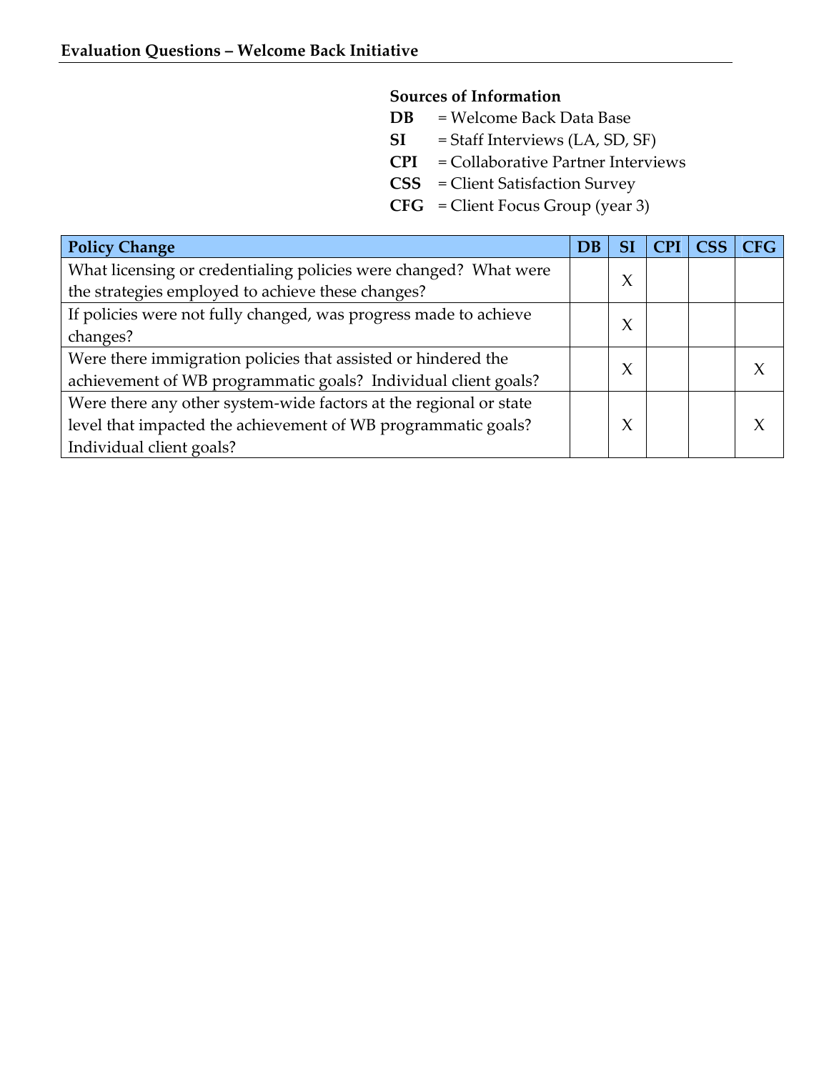**Evaluation Questions – Welcome Back Initiative**

**Sources of Information**

**DB** = Welcome Back Data Base
**SI** = Staff Interviews (LA, SD, SF)
**CPI** = Collaborative Partner Interviews
**CSS** = Client Satisfaction Survey
**CFG** = Client Focus Group (year 3)

| Policy Change | DB | SI | CPI | CSS | CFG |
|---|---|---|---|---|---|
| What licensing or credentialing policies were changed? What were the strategies employed to achieve these changes? | | X | | | |
| If policies were not fully changed, was progress made to achieve changes? | | X | | | |
| Were there immigration policies that assisted or hindered the achievement of WB programmatic goals? Individual client goals? | | X | | | X |
| Were there any other system-wide factors at the regional or state level that impacted the achievement of WB programmatic goals? Individual client goals? | | X | | | X |